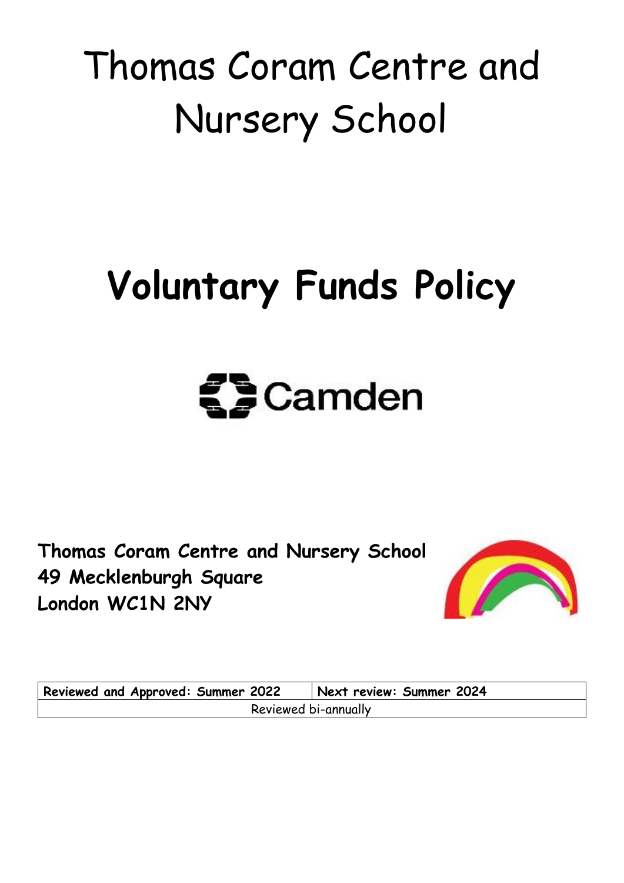# Thomas Coram Centre and Nursery School

# Voluntary Funds Policy

Camden

**Thomas Coram Centre and Nursery School**
**49 Mecklenburgh Square**
**London WC1N 2NY**

| **Reviewed and Approved: Summer 2022** | **Next review: Summer 2024** |
| --- | --- |
| Reviewed bi-annually | |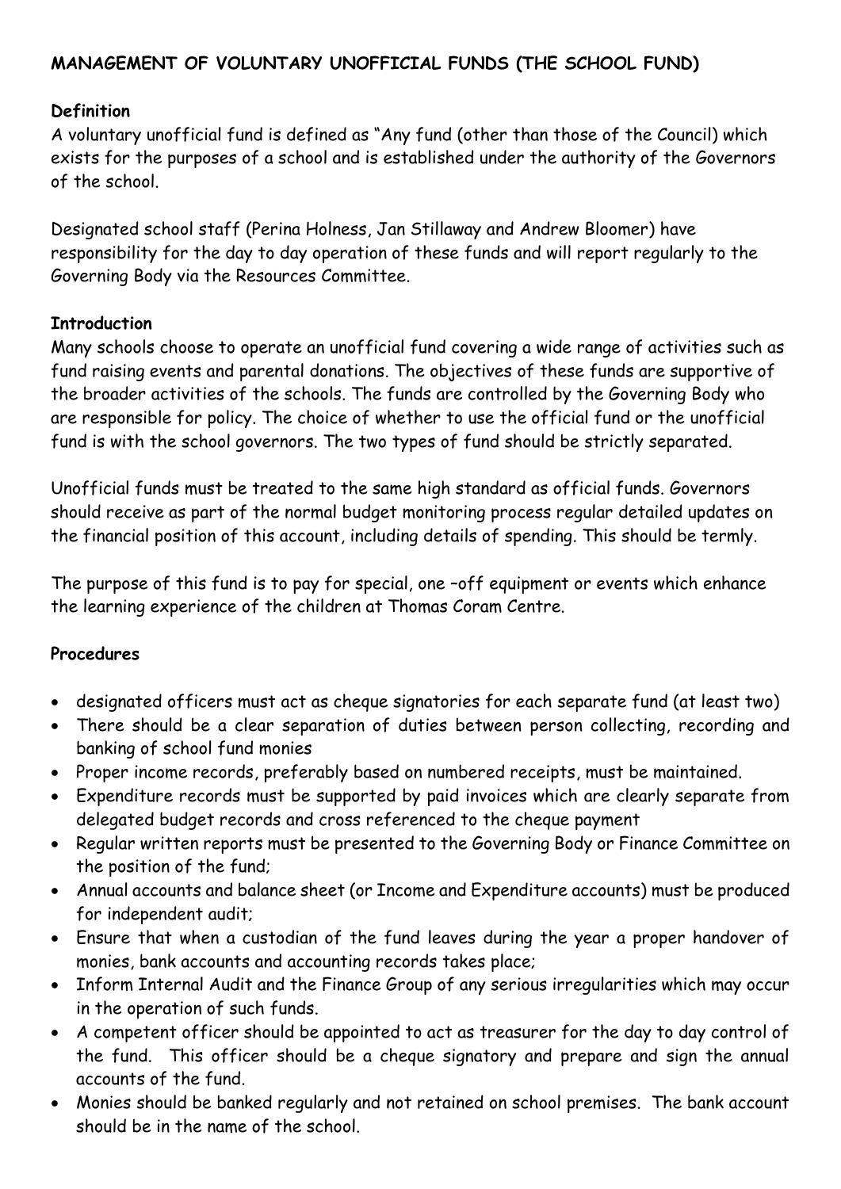**MANAGEMENT OF VOLUNTARY UNOFFICIAL FUNDS (THE SCHOOL FUND)**

**Definition**

A voluntary unofficial fund is defined as "Any fund (other than those of the Council) which exists for the purposes of a school and is established under the authority of the Governors of the school.

Designated school staff (Perina Holness, Jan Stillaway and Andrew Bloomer) have responsibility for the day to day operation of these funds and will report regularly to the Governing Body via the Resources Committee.

**Introduction**

Many schools choose to operate an unofficial fund covering a wide range of activities such as fund raising events and parental donations. The objectives of these funds are supportive of the broader activities of the schools. The funds are controlled by the Governing Body who are responsible for policy. The choice of whether to use the official fund or the unofficial fund is with the school governors. The two types of fund should be strictly separated.

Unofficial funds must be treated to the same high standard as official funds. Governors should receive as part of the normal budget monitoring process regular detailed updates on the financial position of this account, including details of spending. This should be termly.

The purpose of this fund is to pay for special, one –off equipment or events which enhance the learning experience of the children at Thomas Coram Centre.

**Procedures**

- designated officers must act as cheque signatories for each separate fund (at least two)
- There should be a clear separation of duties between person collecting, recording and banking of school fund monies
- Proper income records, preferably based on numbered receipts, must be maintained.
- Expenditure records must be supported by paid invoices which are clearly separate from delegated budget records and cross referenced to the cheque payment
- Regular written reports must be presented to the Governing Body or Finance Committee on the position of the fund;
- Annual accounts and balance sheet (or Income and Expenditure accounts) must be produced for independent audit;
- Ensure that when a custodian of the fund leaves during the year a proper handover of monies, bank accounts and accounting records takes place;
- Inform Internal Audit and the Finance Group of any serious irregularities which may occur in the operation of such funds.
- A competent officer should be appointed to act as treasurer for the day to day control of the fund. This officer should be a cheque signatory and prepare and sign the annual accounts of the fund.
- Monies should be banked regularly and not retained on school premises. The bank account should be in the name of the school.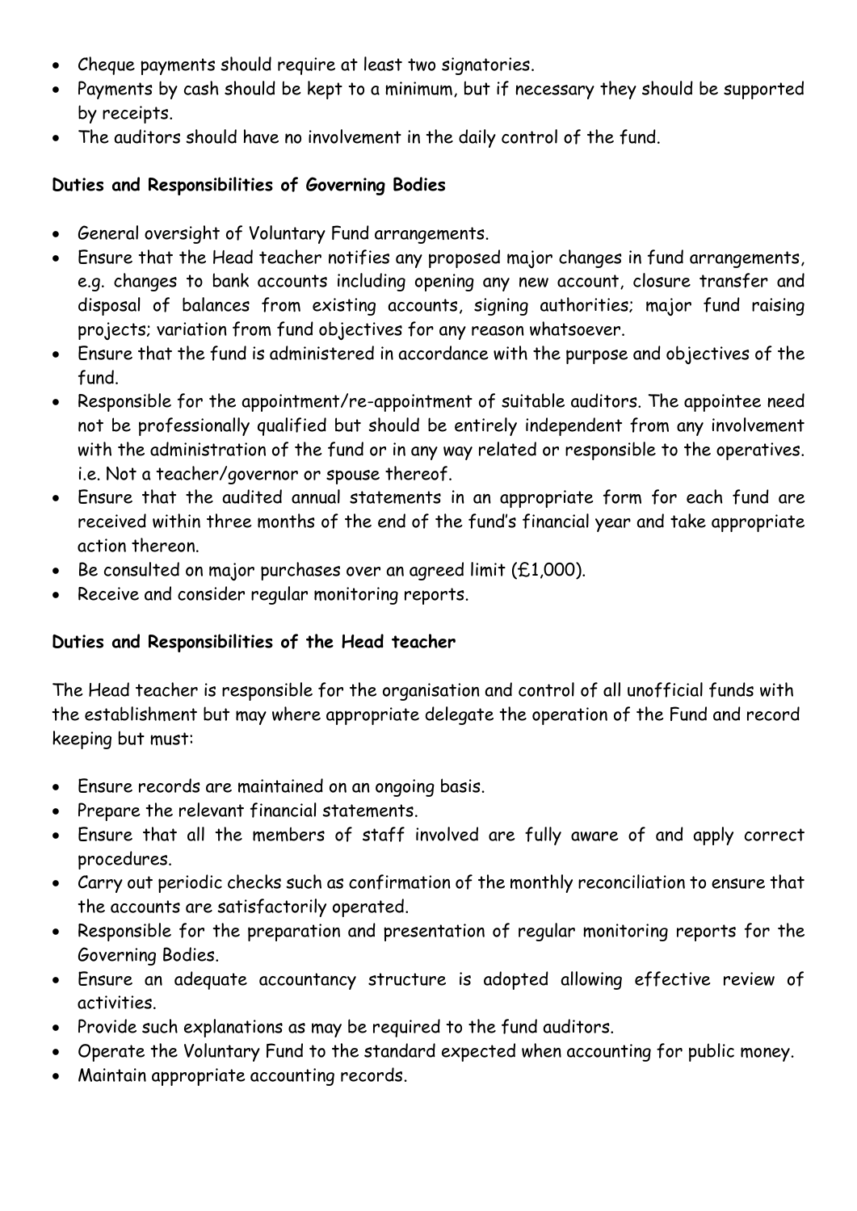- Cheque payments should require at least two signatories.
- Payments by cash should be kept to a minimum, but if necessary they should be supported by receipts.
- The auditors should have no involvement in the daily control of the fund.

**Duties and Responsibilities of Governing Bodies**

- General oversight of Voluntary Fund arrangements.
- Ensure that the Head teacher notifies any proposed major changes in fund arrangements, e.g. changes to bank accounts including opening any new account, closure transfer and disposal of balances from existing accounts, signing authorities; major fund raising projects; variation from fund objectives for any reason whatsoever.
- Ensure that the fund is administered in accordance with the purpose and objectives of the fund.
- Responsible for the appointment/re-appointment of suitable auditors. The appointee need not be professionally qualified but should be entirely independent from any involvement with the administration of the fund or in any way related or responsible to the operatives. i.e. Not a teacher/governor or spouse thereof.
- Ensure that the audited annual statements in an appropriate form for each fund are received within three months of the end of the fund's financial year and take appropriate action thereon.
- Be consulted on major purchases over an agreed limit (£1,000).
- Receive and consider regular monitoring reports.

**Duties and Responsibilities of the Head teacher**

The Head teacher is responsible for the organisation and control of all unofficial funds with the establishment but may where appropriate delegate the operation of the Fund and record keeping but must:

- Ensure records are maintained on an ongoing basis.
- Prepare the relevant financial statements.
- Ensure that all the members of staff involved are fully aware of and apply correct procedures.
- Carry out periodic checks such as confirmation of the monthly reconciliation to ensure that the accounts are satisfactorily operated.
- Responsible for the preparation and presentation of regular monitoring reports for the Governing Bodies.
- Ensure an adequate accountancy structure is adopted allowing effective review of activities.
- Provide such explanations as may be required to the fund auditors.
- Operate the Voluntary Fund to the standard expected when accounting for public money.
- Maintain appropriate accounting records.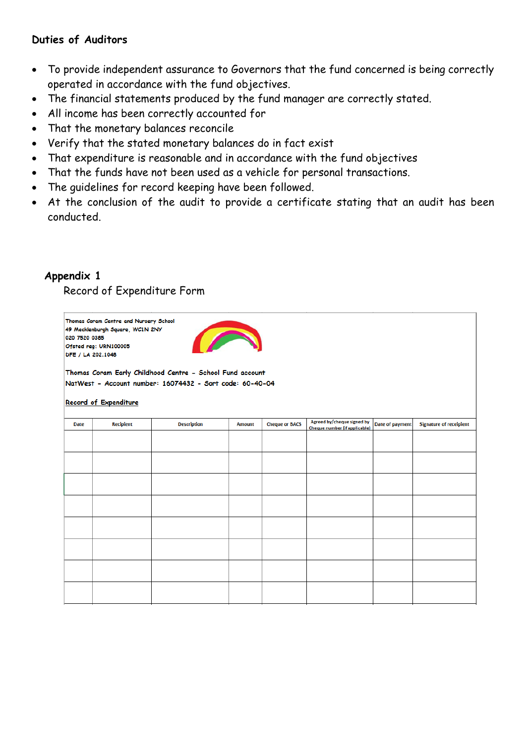## Duties of Auditors

- To provide independent assurance to Governors that the fund concerned is being correctly operated in accordance with the fund objectives.
- The financial statements produced by the fund manager are correctly stated.
- All income has been correctly accounted for
- That the monetary balances reconcile
- Verify that the stated monetary balances do in fact exist
- That expenditure is reasonable and in accordance with the fund objectives
- That the funds have not been used as a vehicle for personal transactions.
- The guidelines for record keeping have been followed.
- At the conclusion of the audit to provide a certificate stating that an audit has been conducted.

## Appendix 1

Record of Expenditure Form

Thomas Coram Centre and Nursery School
49 Mecklenburgh Square, WC1N 2NY
020 7520 0385
Ofsted reg: URN100005
DFE / LA 202.1048

Thomas Coram Early Childhood Centre - School Fund account
NatWest - Account number: 16074432 - Sort code: 60-40-04

Record of Expenditure

| Date | Recipient | Description | Amount | Cheque or BACS | Agreed by/cheque signed by Cheque number (if applicable) | Date of payment | Signature of receipient |
|---|---|---|---|---|---|---|---|
| | | | | | | | |
| | | | | | | | |
| | | | | | | | |
| | | | | | | | |
| | | | | | | | |
| | | | | | | | |
| | | | | | | | |
| | | | | | | | |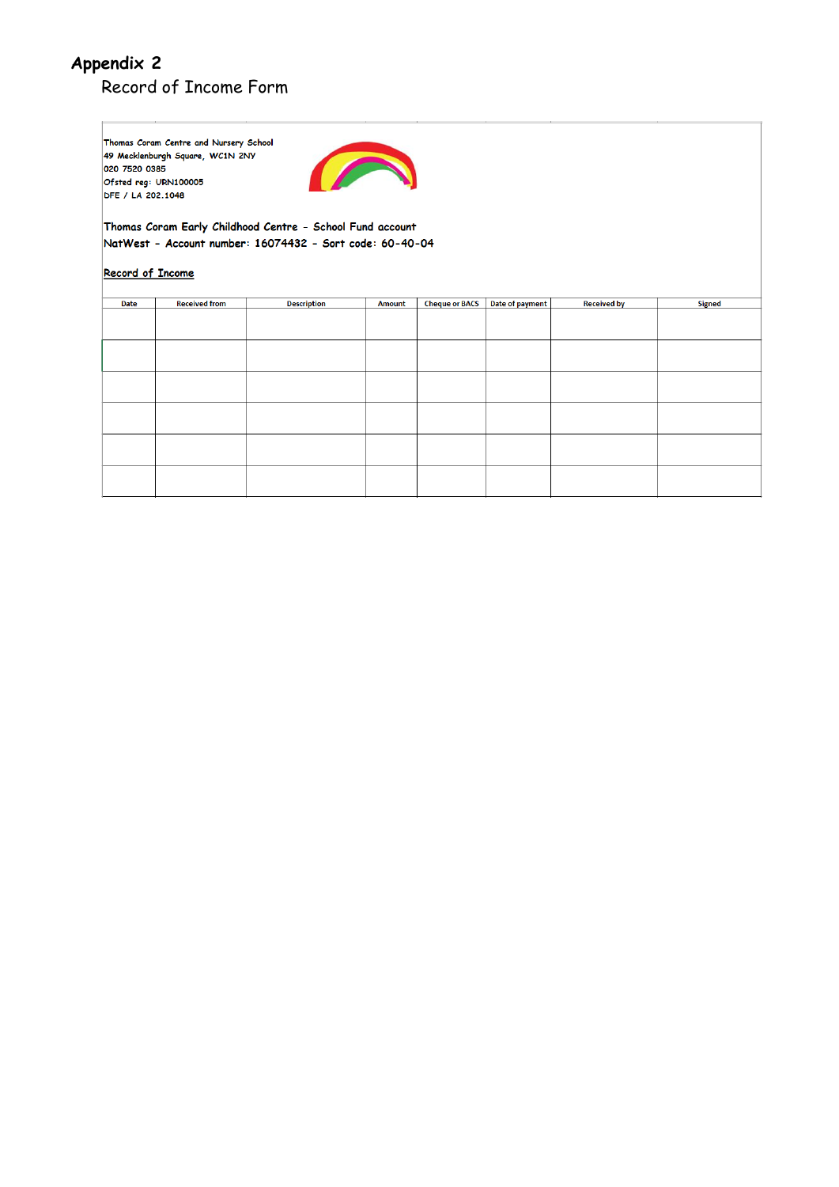# Appendix 2

## Record of Income Form

Thomas Coram Centre and Nursery School
49 Mecklenburgh Square, WC1N 2NY
020 7520 0385
Ofsted reg: URN100005
DFE / LA 202.1048

Thomas Coram Early Childhood Centre - School Fund account
NatWest - Account number: 16074432 - Sort code: 60-40-04

**Record of Income**

| Date | Received from | Description | Amount | Cheque or BACS | Date of payment | Received by | Signed |
|---|---|---|---|---|---|---|---|
| | | | | | | | |
| | | | | | | | |
| | | | | | | | |
| | | | | | | | |
| | | | | | | | |
| | | | | | | | |